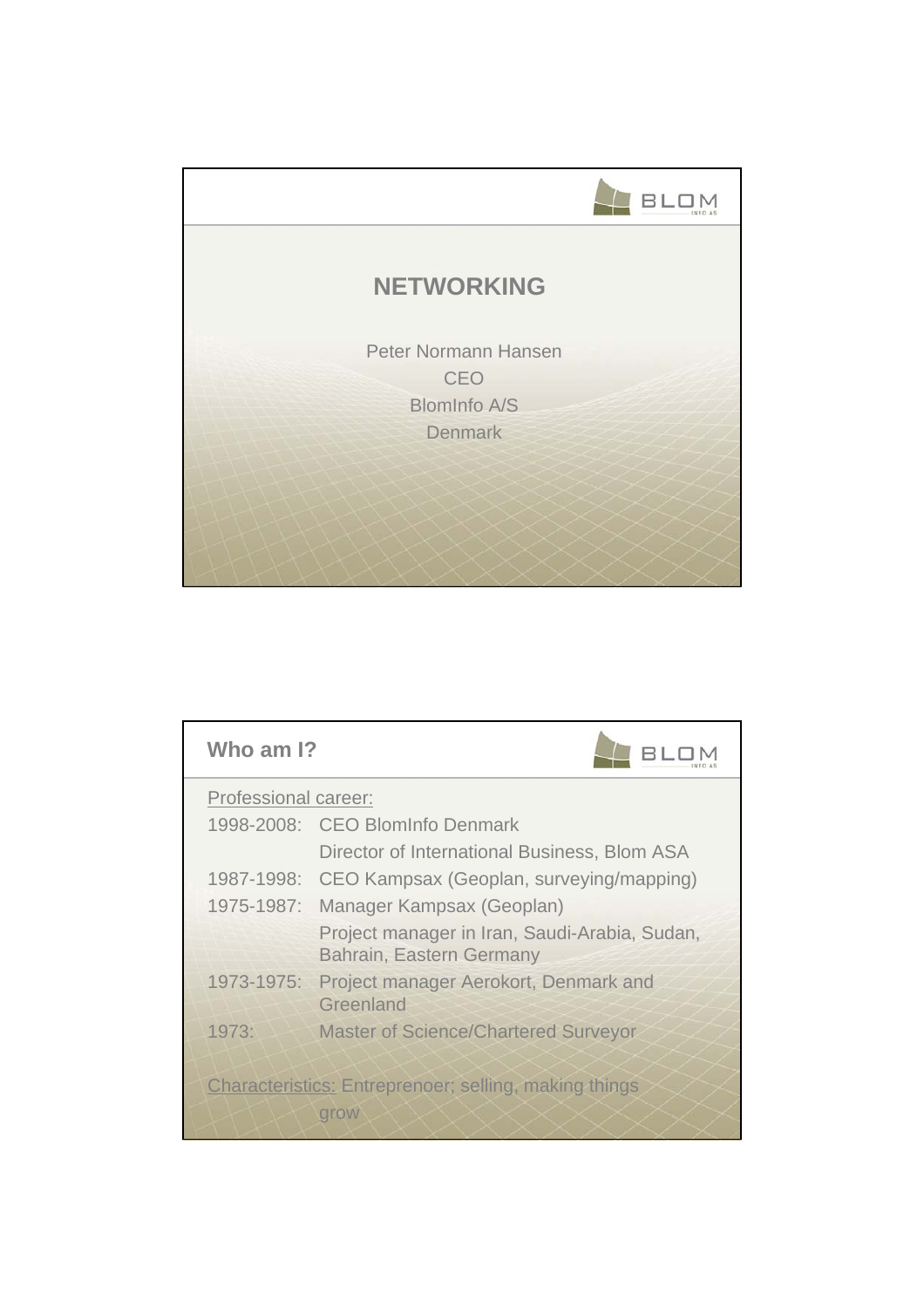# NETWORKING

Peter Normann Hansen
CEO
BlomInfo A/S
Denmark

---

## Who am I?

Professional career:

| | |
|---|---|
| 1998-2008: | CEO BlomInfo Denmark |
| | Director of International Business, Blom ASA |
| 1987-1998: | CEO Kampsax (Geoplan, surveying/mapping) |
| 1975-1987: | Manager Kampsax (Geoplan) |
| | Project manager in Iran, Saudi-Arabia, Sudan, Bahrain, Eastern Germany |
| 1973-1975: | Project manager Aerokort, Denmark and Greenland |
| 1973: | Master of Science/Chartered Surveyor |

Characteristics: Entreprenoer; selling, making things grow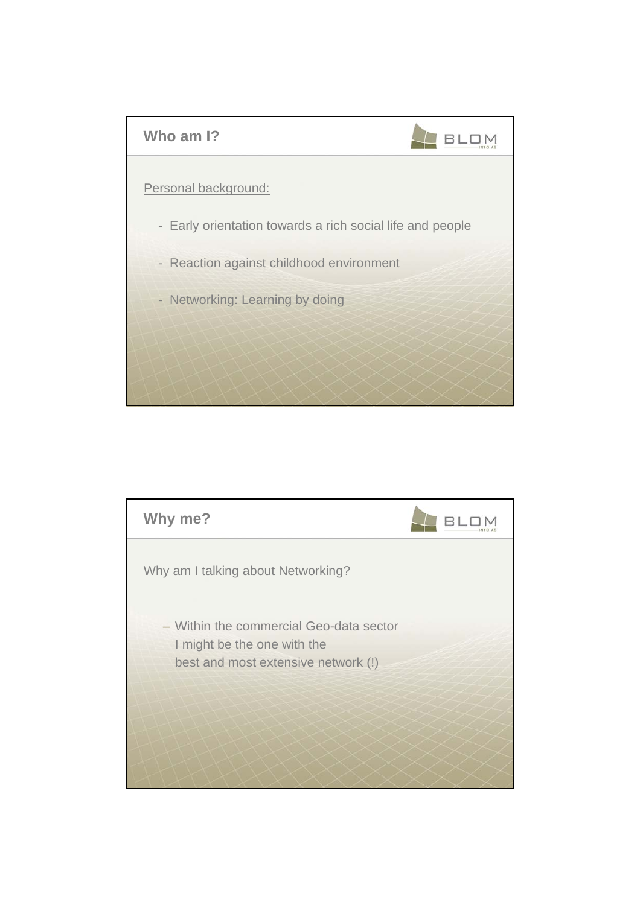## Who am I?

Personal background:

- Early orientation towards a rich social life and people
- Reaction against childhood environment
- Networking: Learning by doing

## Why me?

Why am I talking about Networking?

– Within the commercial Geo-data sector I might be the one with the best and most extensive network (!)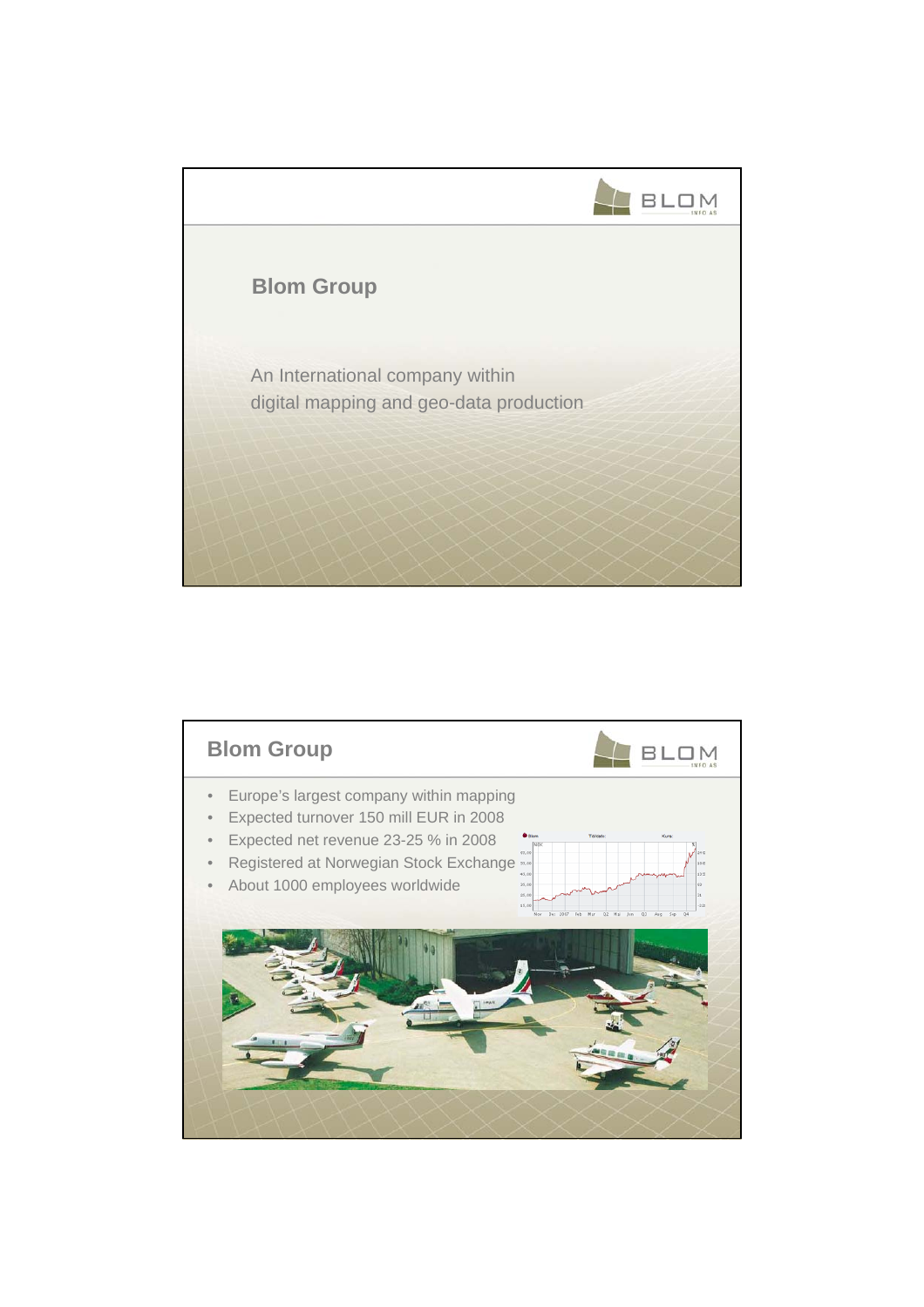# Blom Group

An International company within
digital mapping and geo-data production

# Blom Group

- Europe's largest company within mapping
- Expected turnover 150 mill EUR in 2008
- Expected net revenue 23-25 % in 2008
- Registered at Norwegian Stock Exchange
- About 1000 employees worldwide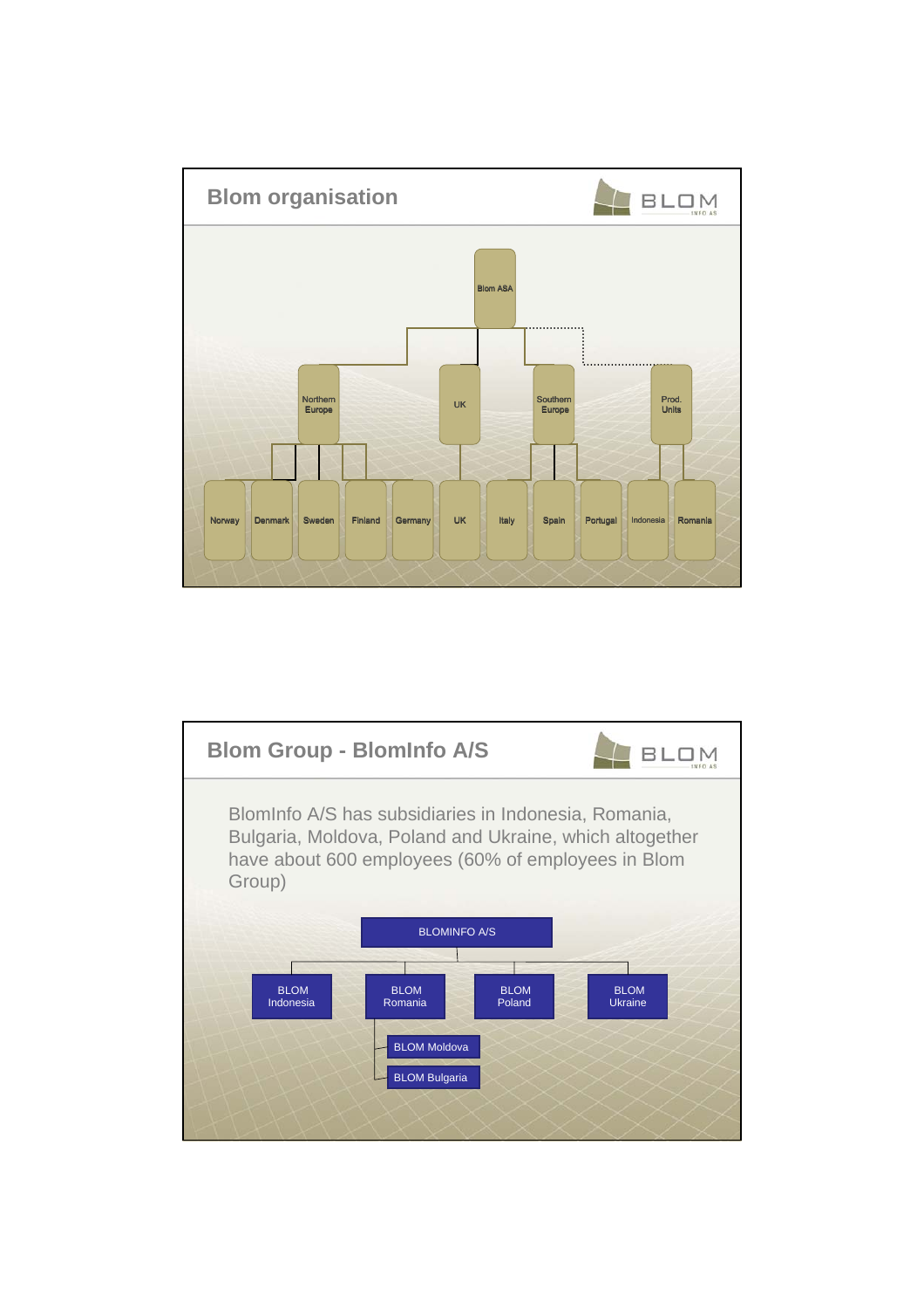## Blom organisation

- Blom ASA
  - Northern Europe
    - Norway
    - Denmark
    - Sweden
    - Finland
    - Germany
  - UK
    - UK
  - Southern Europe
    - Italy
    - Spain
    - Portugal
  - Prod. Units
    - Indonesia
    - Romania

## Blom Group - BlomInfo A/S

BlomInfo A/S has subsidiaries in Indonesia, Romania, Bulgaria, Moldova, Poland and Ukraine, which altogether have about 600 employees (60% of employees in Blom Group)

- BLOMINFO A/S
  - BLOM Indonesia
  - BLOM Romania
    - BLOM Moldova
    - BLOM Bulgaria
  - BLOM Poland
  - BLOM Ukraine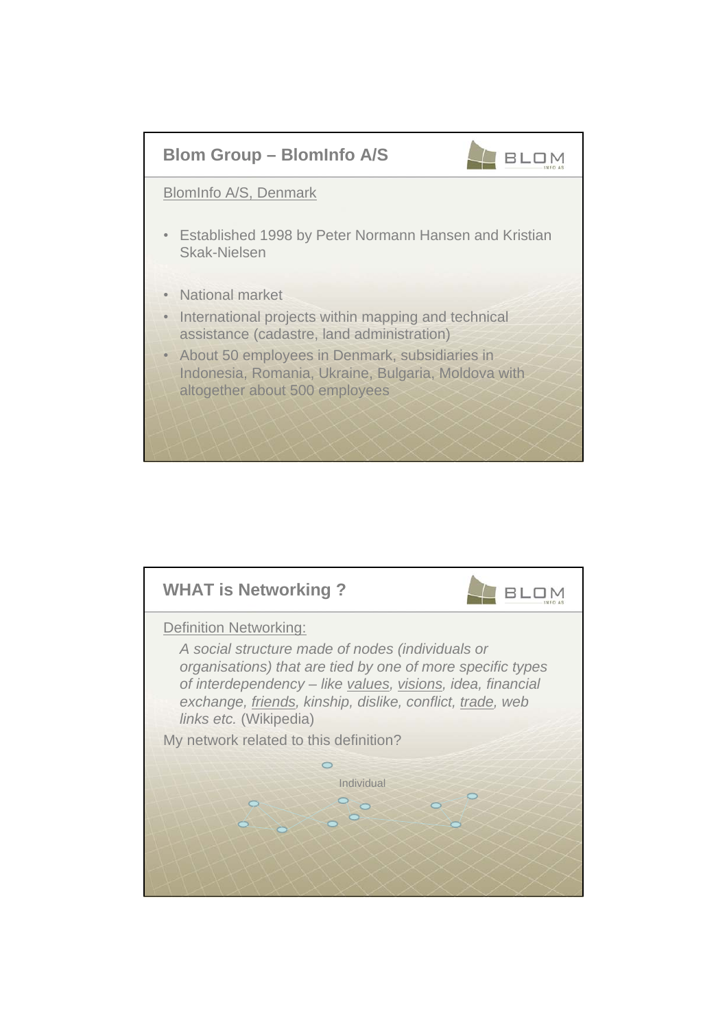## Blom Group – BlomInfo A/S

BlomInfo A/S, Denmark

- Established 1998 by Peter Normann Hansen and Kristian Skak-Nielsen
- National market
- International projects within mapping and technical assistance (cadastre, land administration)
- About 50 employees in Denmark, subsidiaries in Indonesia, Romania, Ukraine, Bulgaria, Moldova with altogether about 500 employees

## WHAT is Networking ?

Definition Networking:

*A social structure made of nodes (individuals or organisations) that are tied by one of more specific types of interdependency – like values, visions, idea, financial exchange, friends, kinship, dislike, conflict, trade, web links etc.* (Wikipedia)

My network related to this definition?

Individual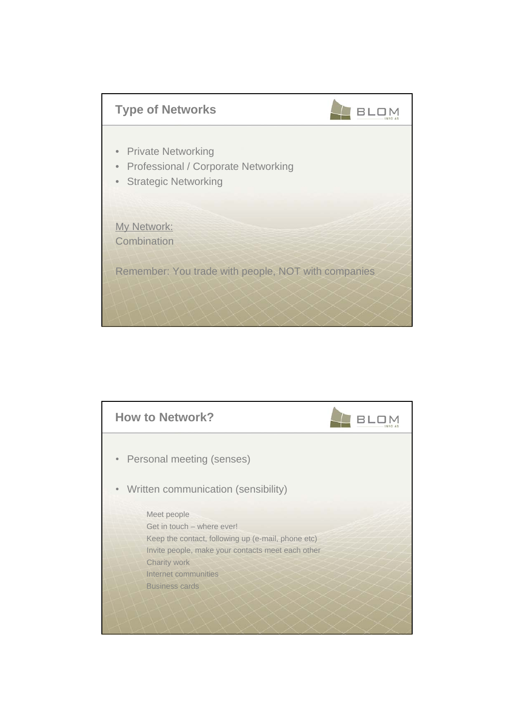## Type of Networks

- Private Networking
- Professional / Corporate Networking
- Strategic Networking

My Network:
Combination

Remember: You trade with people, NOT with companies

## How to Network?

- Personal meeting (senses)
- Written communication (sensibility)

  Meet people
  Get in touch – where ever!
  Keep the contact, following up (e-mail, phone etc)
  Invite people, make your contacts meet each other
  Charity work
  Internet communities
  Business cards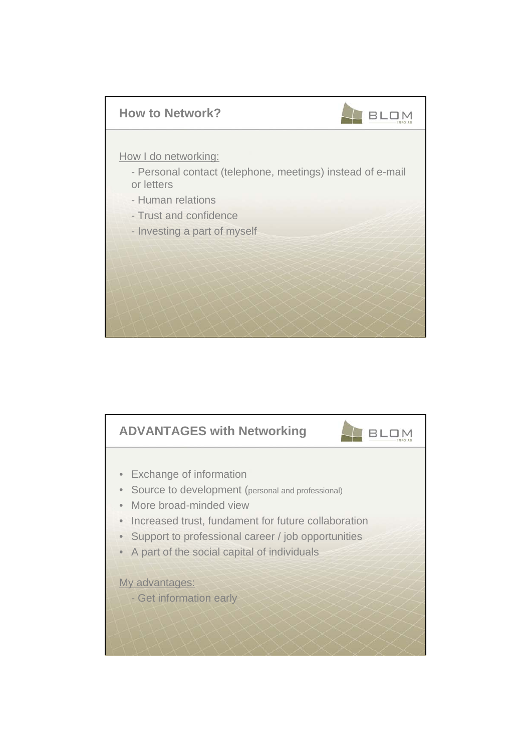## How to Network?

How I do networking:

- Personal contact (telephone, meetings) instead of e-mail or letters
- Human relations
- Trust and confidence
- Investing a part of myself

## ADVANTAGES with Networking

- Exchange of information
- Source to development (personal and professional)
- More broad-minded view
- Increased trust, fundament for future collaboration
- Support to professional career / job opportunities
- A part of the social capital of individuals

My advantages:

- Get information early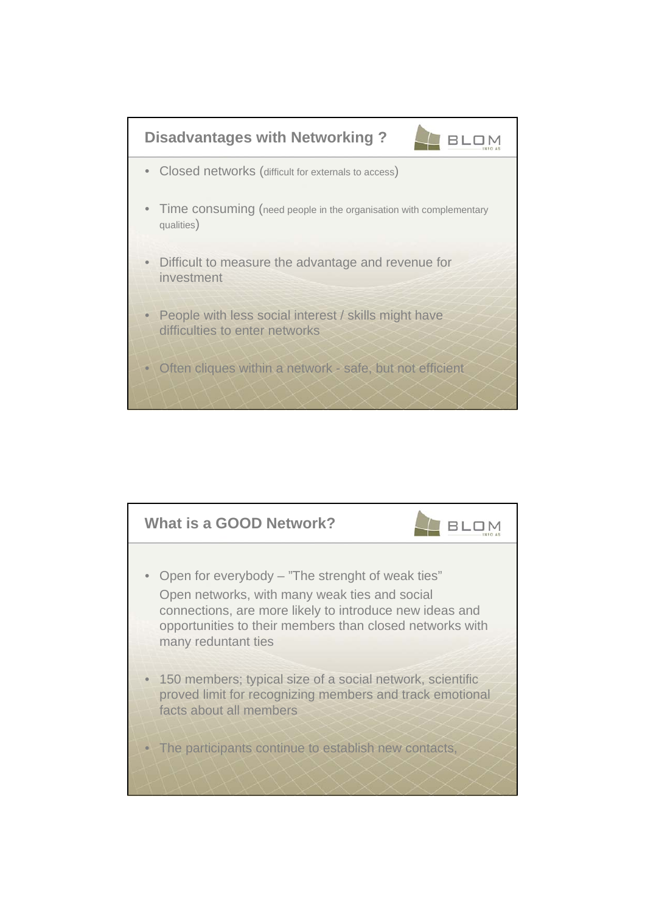## Disadvantages with Networking ?

- Closed networks (difficult for externals to access)
- Time consuming (need people in the organisation with complementary qualities)
- Difficult to measure the advantage and revenue for investment
- People with less social interest / skills might have difficulties to enter networks
- Often cliques within a network - safe, but not efficient

## What is a GOOD Network?

- Open for everybody – ”The strenght of weak ties”
  Open networks, with many weak ties and social connections, are more likely to introduce new ideas and opportunities to their members than closed networks with many reduntant ties
- 150 members; typical size of a social network, scientific proved limit for recognizing members and track emotional facts about all members
- The participants continue to establish new contacts,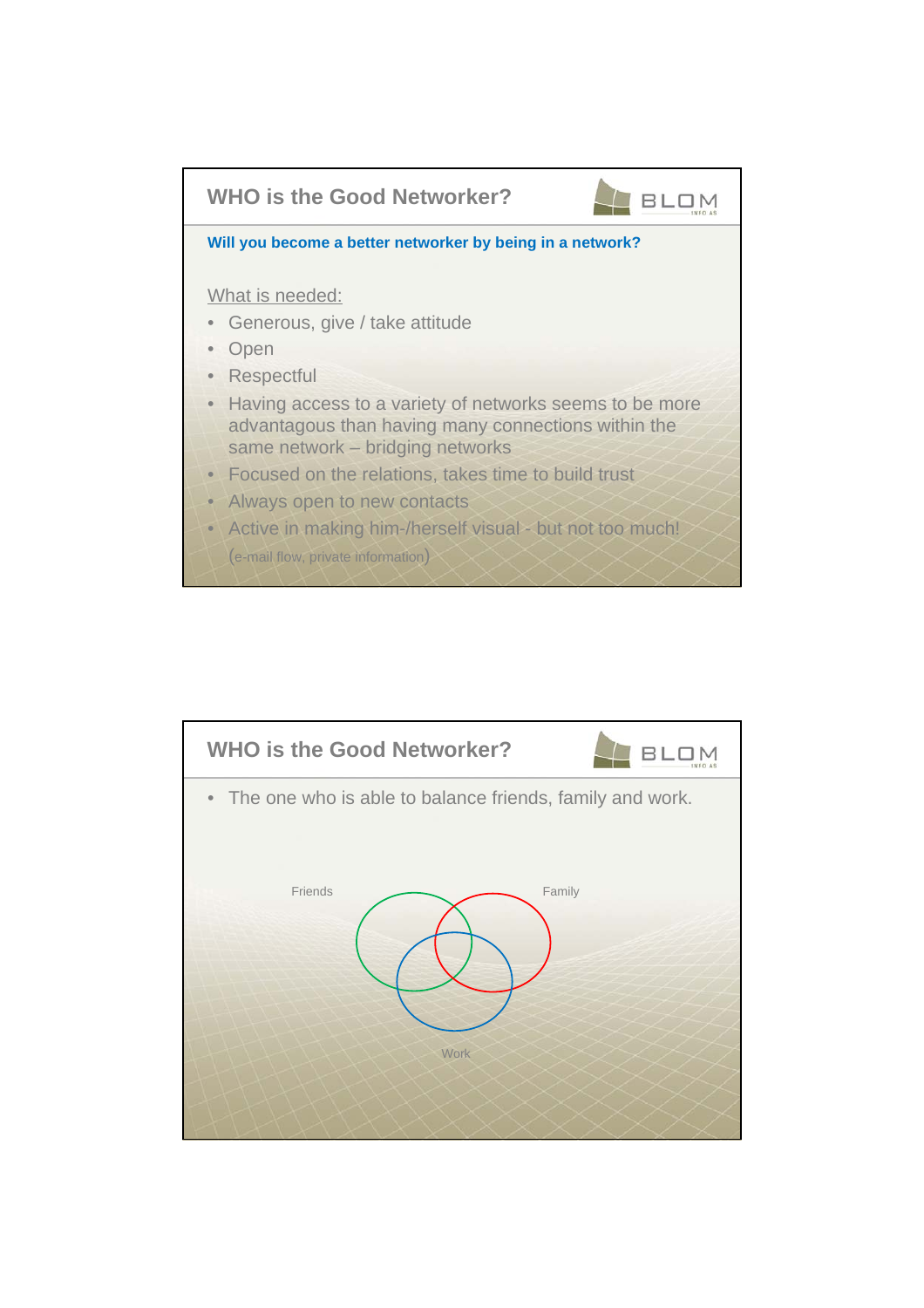## WHO is the Good Networker?

BLOM

**Will you become a better networker by being in a network?**

What is needed:

- Generous, give / take attitude
- Open
- Respectful
- Having access to a variety of networks seems to be more advantagous than having many connections within the same network – bridging networks
- Focused on the relations, takes time to build trust
- Always open to new contacts
- Active in making him-/herself visual - but not too much! (e-mail flow, private information)

## WHO is the Good Networker?

BLOM

- The one who is able to balance friends, family and work.

Friends

Family

Work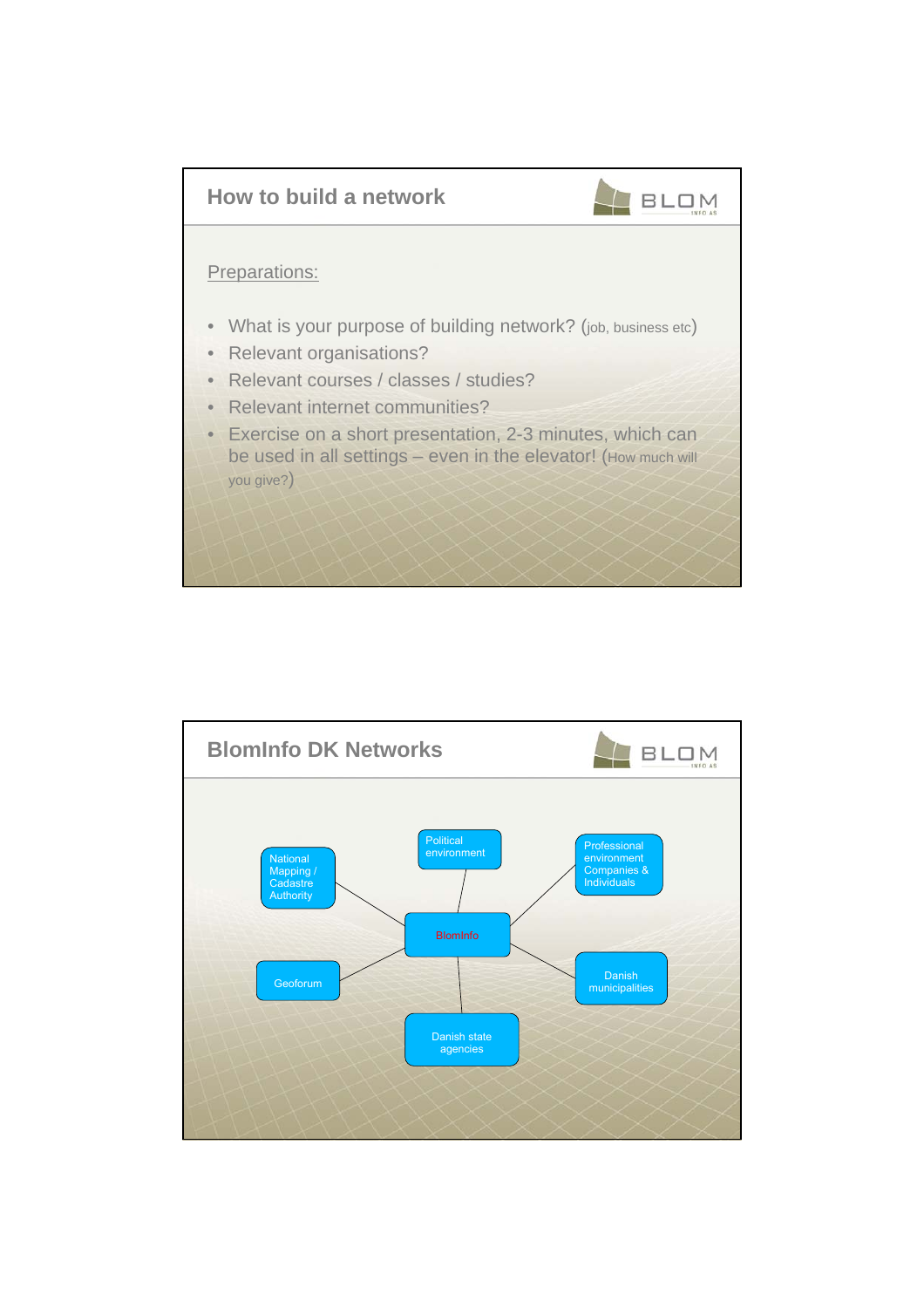## How to build a network

Preparations:

- What is your purpose of building network? (job, business etc)
- Relevant organisations?
- Relevant courses / classes / studies?
- Relevant internet communities?
- Exercise on a short presentation, 2-3 minutes, which can be used in all settings – even in the elevator! (How much will you give?)

## BlomInfo DK Networks

- BlomInfo
  - National Mapping / Cadastre Authority
  - Political environment
  - Professional environment Companies & Individuals
  - Geoforum
  - Danish municipalities
  - Danish state agencies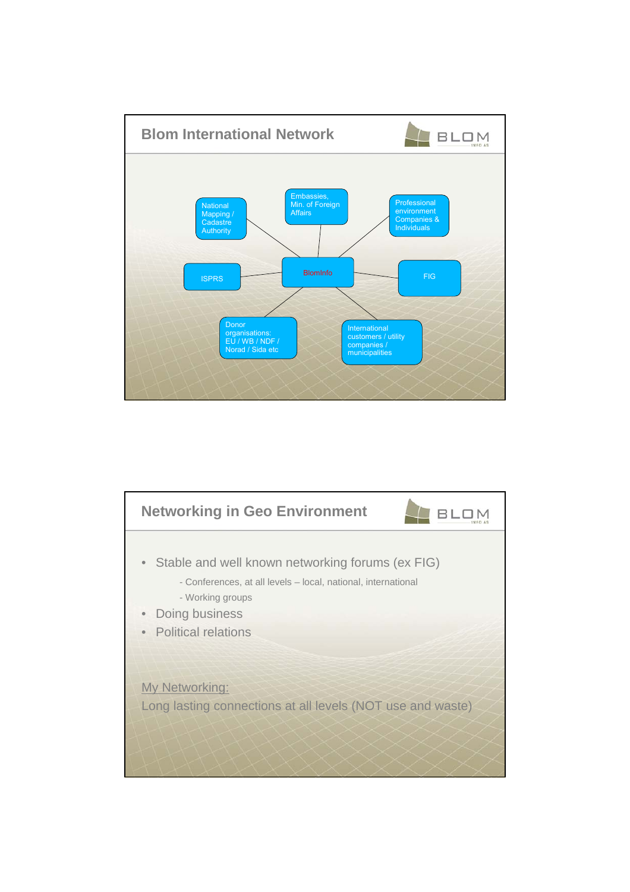## Blom International Network

- BlomInfo
  - National Mapping / Cadastre Authority
  - Embassies, Min. of Foreign Affairs
  - Professional environment Companies & Individuals
  - ISPRS
  - FIG
  - Donor organisations: EU / WB / NDF / Norad / Sida etc
  - International customers / utility companies / municipalities

## Networking in Geo Environment

- Stable and well known networking forums (ex FIG)
  - Conferences, at all levels – local, national, international
  - Working groups
- Doing business
- Political relations

My Networking:

Long lasting connections at all levels (NOT use and waste)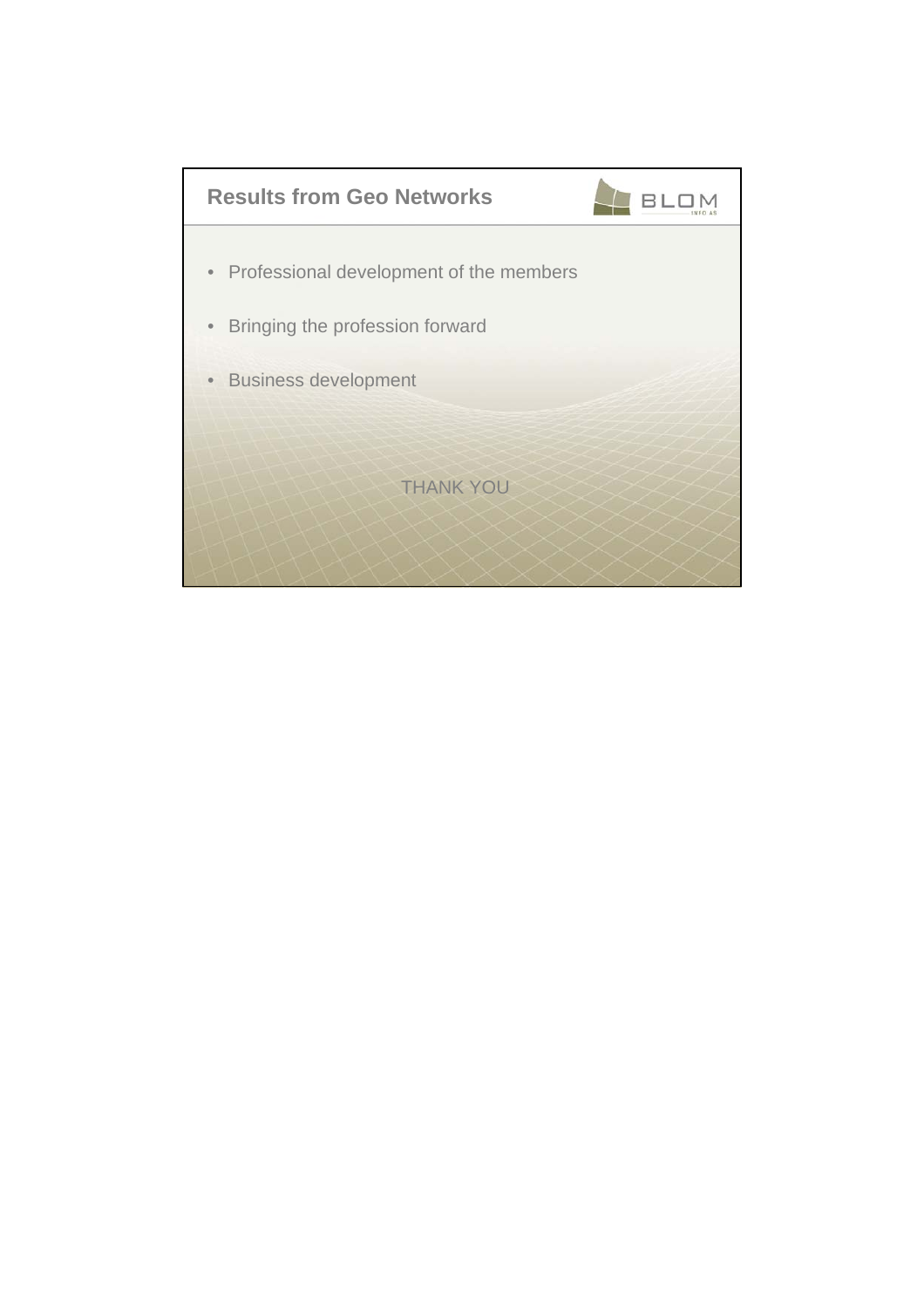## Results from Geo Networks

BLOM INFO AS

- Professional development of the members
- Bringing the profession forward
- Business development

THANK YOU